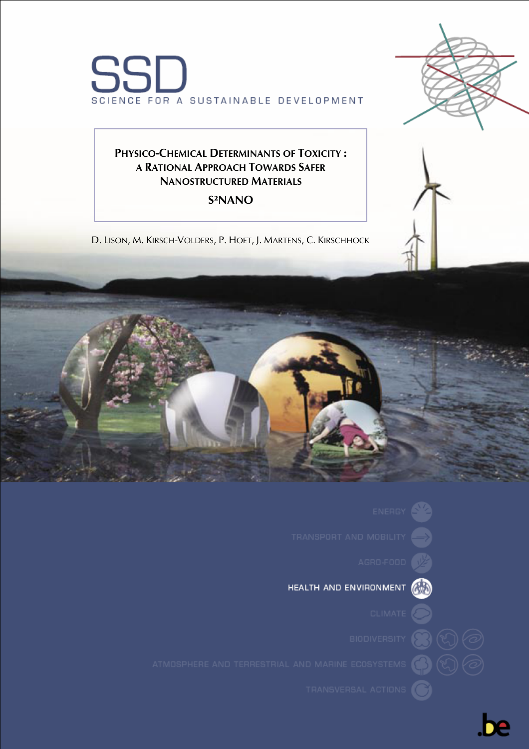# SSD

SCIENCE FOR A SUSTAINABLE DEVELOPMENT

## PHYSICO-CHEMICAL DETERMINANTS OF TOXICITY : A RATIONAL APPROACH TOWARDS SAFER NANOSTRUCTURED MATERIALS

## S²NANO

D. LISON, M. KIRSCH-VOLDERS, P. HOET, J. MARTENS, C. KIRSCHHOCK

ENERGY

TRANSPORT AND MOBILITY

AGRO-FOOD

HEALTH AND ENVIRONMENT

CLIMATE

BIODIVERSITY

ATMOSPHERE AND TERRESTRIAL AND MARINE ECOSYSTEMS

TRANSVERSAL ACTIONS

.be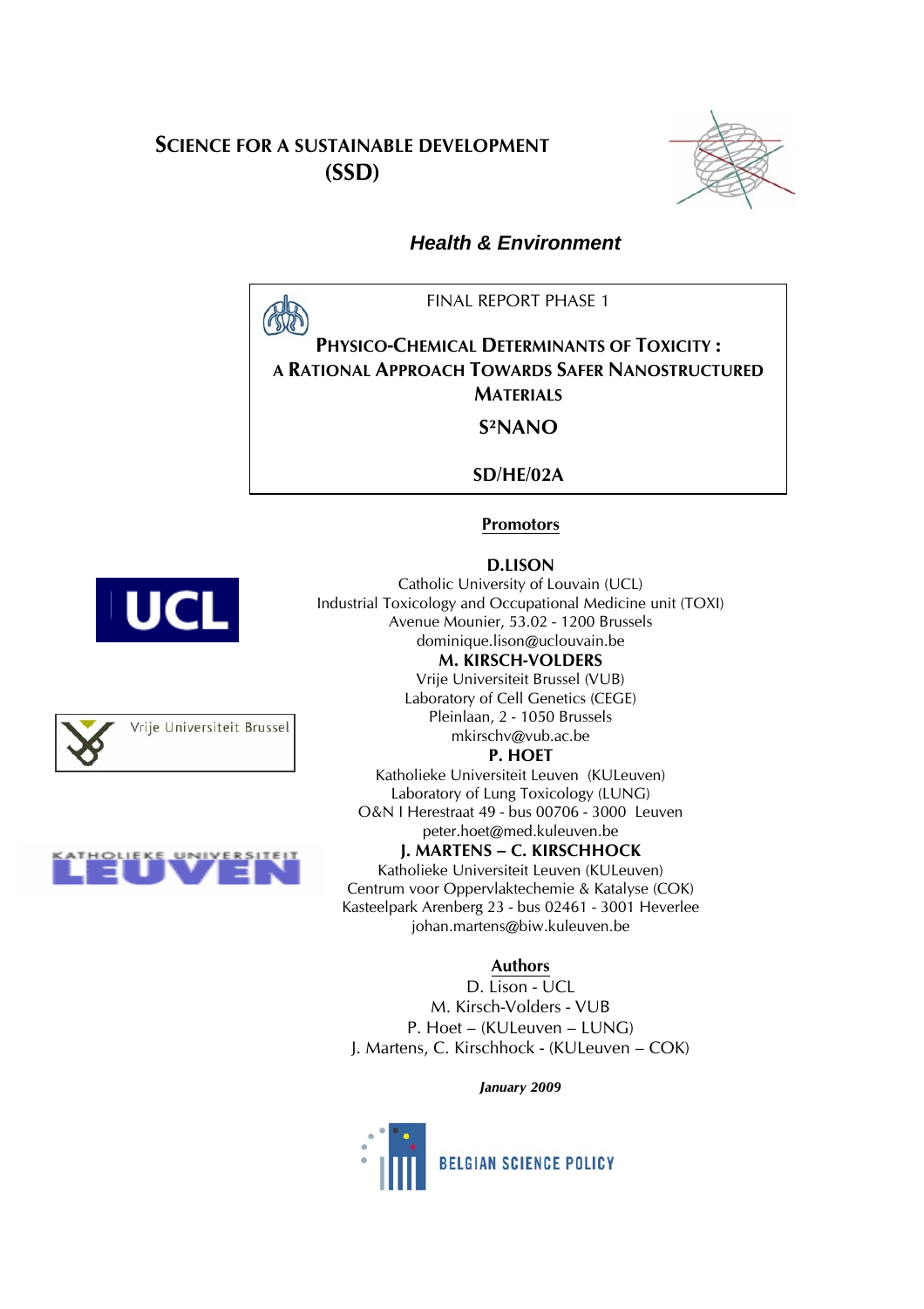# SCIENCE FOR A SUSTAINABLE DEVELOPMENT (SSD)

## *Health & Environment*

FINAL REPORT PHASE 1

**PHYSICO-CHEMICAL DETERMINANTS OF TOXICITY : A RATIONAL APPROACH TOWARDS SAFER NANOSTRUCTURED MATERIALS**

**S²NANO**

**SD/HE/02A**

**Promotors**

**D.LISON**
Catholic University of Louvain (UCL)
Industrial Toxicology and Occupational Medicine unit (TOXI)
Avenue Mounier, 53.02 - 1200 Brussels
dominique.lison@uclouvain.be

**M. KIRSCH-VOLDERS**
Vrije Universiteit Brussel (VUB)
Laboratory of Cell Genetics (CEGE)
Pleinlaan, 2 - 1050 Brussels
mkirschv@vub.ac.be

**P. HOET**
Katholieke Universiteit Leuven (KULeuven)
Laboratory of Lung Toxicology (LUNG)
O&N I Herestraat 49 - bus 00706 - 3000 Leuven
peter.hoet@med.kuleuven.be

**J. MARTENS – C. KIRSCHHOCK**
Katholieke Universiteit Leuven (KULeuven)
Centrum voor Oppervlaktechemie & Katalyse (COK)
Kasteelpark Arenberg 23 - bus 02461 - 3001 Heverlee
johan.martens@biw.kuleuven.be

**Authors**

D. Lison - UCL
M. Kirsch-Volders - VUB
P. Hoet – (KULeuven – LUNG)
J. Martens, C. Kirschhock - (KULeuven – COK)

***January 2009***

BELGIAN SCIENCE POLICY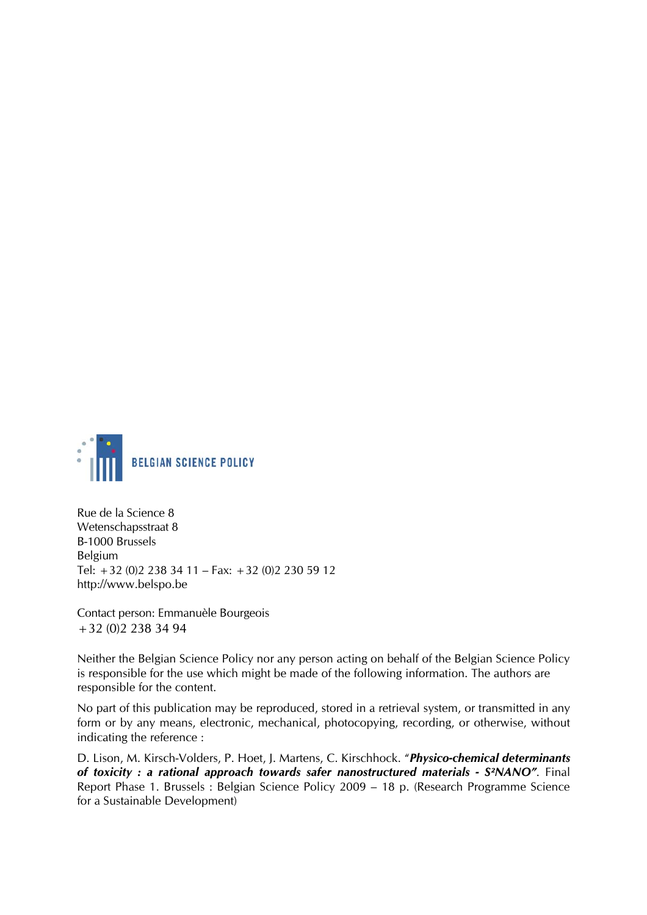BELGIAN SCIENCE POLICY

Rue de la Science 8
Wetenschapsstraat 8
B-1000 Brussels
Belgium
Tel: +32 (0)2 238 34 11 – Fax: +32 (0)2 230 59 12
http://www.belspo.be

Contact person: Emmanuèle Bourgeois
+32 (0)2 238 34 94

Neither the Belgian Science Policy nor any person acting on behalf of the Belgian Science Policy is responsible for the use which might be made of the following information. The authors are responsible for the content.

No part of this publication may be reproduced, stored in a retrieval system, or transmitted in any form or by any means, electronic, mechanical, photocopying, recording, or otherwise, without indicating the reference :

D. Lison, M. Kirsch-Volders, P. Hoet, J. Martens, C. Kirschhock. "***Physico-chemical determinants of toxicity : a rational approach towards safer nanostructured materials - S²NANO***". Final Report Phase 1. Brussels : Belgian Science Policy 2009 – 18 p. (Research Programme Science for a Sustainable Development)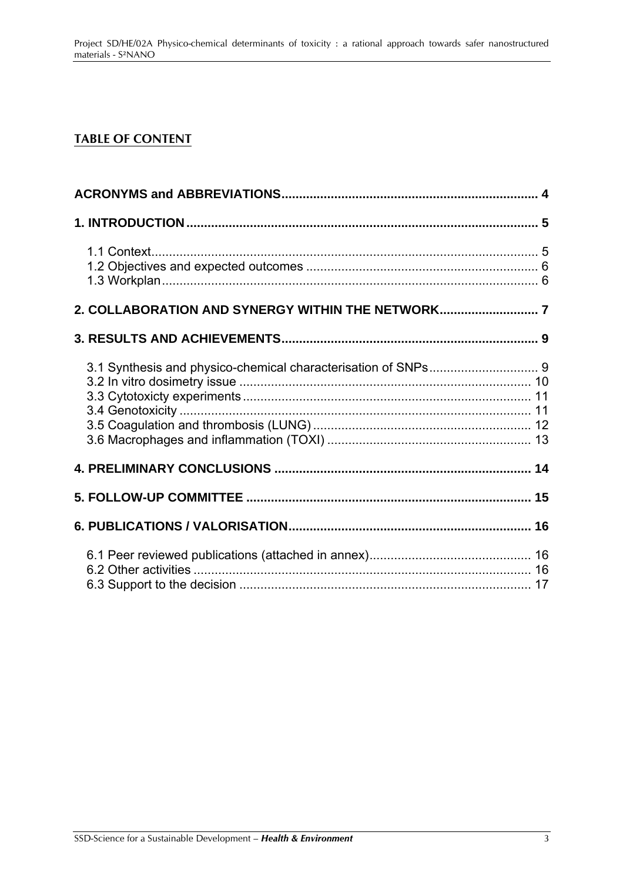## TABLE OF CONTENT

ACRONYMS and ABBREVIATIONS ........................................................................ 4

1. INTRODUCTION ............................................................................................. 5

1.1 Context ............................................................................................................ 5
1.2 Objectives and expected outcomes ................................................................. 6
1.3 Workplan ......................................................................................................... 6

2. COLLABORATION AND SYNERGY WITHIN THE NETWORK ............................ 7

3. RESULTS AND ACHIEVEMENTS ...................................................................... 9

3.1 Synthesis and physico-chemical characterisation of SNPs ............................... 9
3.2 In vitro dosimetry issue .................................................................................. 10
3.3 Cytotoxicty experiments ................................................................................ 11
3.4 Genotoxicity ................................................................................................... 11
3.5 Coagulation and thrombosis (LUNG) ............................................................. 12
3.6 Macrophages and inflammation (TOXI) .......................................................... 13

4. PRELIMINARY CONCLUSIONS ....................................................................... 14

5. FOLLOW-UP COMMITTEE ............................................................................... 15

6. PUBLICATIONS / VALORISATION .................................................................. 16

6.1 Peer reviewed publications (attached in annex) ............................................. 16
6.2 Other activities ............................................................................................... 16
6.3 Support to the decision .................................................................................. 17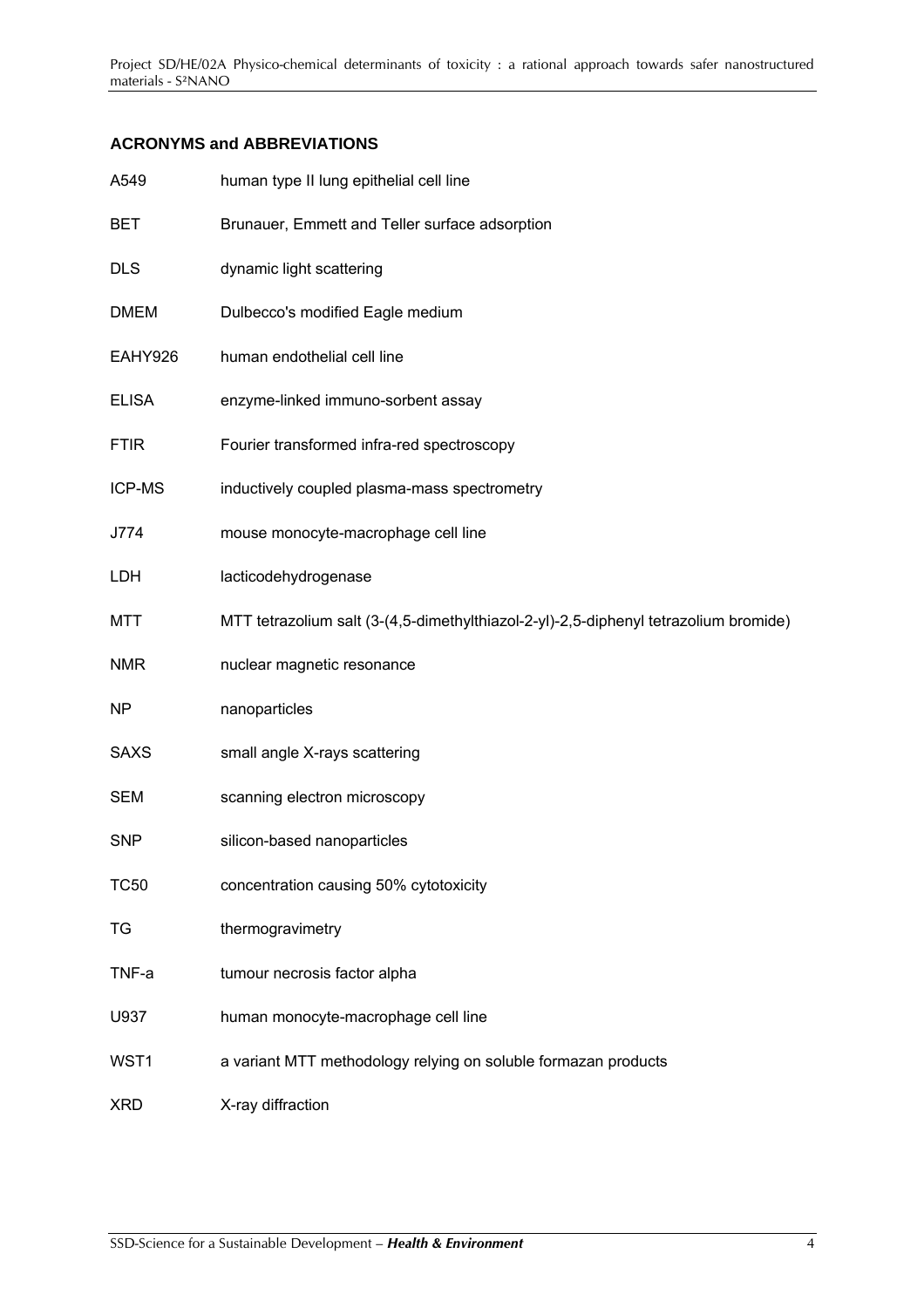## ACRONYMS and ABBREVIATIONS

| | |
|---|---|
| A549 | human type II lung epithelial cell line |
| BET | Brunauer, Emmett and Teller surface adsorption |
| DLS | dynamic light scattering |
| DMEM | Dulbecco's modified Eagle medium |
| EAHY926 | human endothelial cell line |
| ELISA | enzyme-linked immuno-sorbent assay |
| FTIR | Fourier transformed infra-red spectroscopy |
| ICP-MS | inductively coupled plasma-mass spectrometry |
| J774 | mouse monocyte-macrophage cell line |
| LDH | lacticodehydrogenase |
| MTT | MTT tetrazolium salt (3-(4,5-dimethylthiazol-2-yl)-2,5-diphenyl tetrazolium bromide) |
| NMR | nuclear magnetic resonance |
| NP | nanoparticles |
| SAXS | small angle X-rays scattering |
| SEM | scanning electron microscopy |
| SNP | silicon-based nanoparticles |
| TC50 | concentration causing 50% cytotoxicity |
| TG | thermogravimetry |
| TNF-a | tumour necrosis factor alpha |
| U937 | human monocyte-macrophage cell line |
| WST1 | a variant MTT methodology relying on soluble formazan products |
| XRD | X-ray diffraction |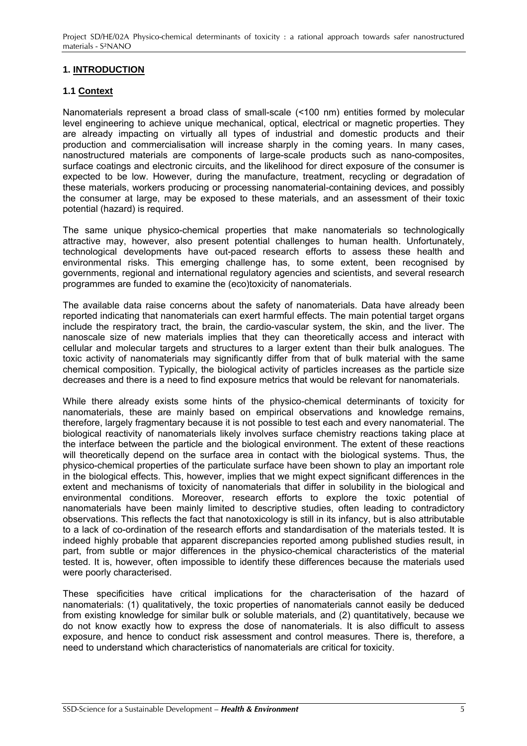# 1. INTRODUCTION

## 1.1 Context

Nanomaterials represent a broad class of small-scale (<100 nm) entities formed by molecular level engineering to achieve unique mechanical, optical, electrical or magnetic properties. They are already impacting on virtually all types of industrial and domestic products and their production and commercialisation will increase sharply in the coming years. In many cases, nanostructured materials are components of large-scale products such as nano-composites, surface coatings and electronic circuits, and the likelihood for direct exposure of the consumer is expected to be low. However, during the manufacture, treatment, recycling or degradation of these materials, workers producing or processing nanomaterial-containing devices, and possibly the consumer at large, may be exposed to these materials, and an assessment of their toxic potential (hazard) is required.

The same unique physico-chemical properties that make nanomaterials so technologically attractive may, however, also present potential challenges to human health. Unfortunately, technological developments have out-paced research efforts to assess these health and environmental risks. This emerging challenge has, to some extent, been recognised by governments, regional and international regulatory agencies and scientists, and several research programmes are funded to examine the (eco)toxicity of nanomaterials.

The available data raise concerns about the safety of nanomaterials. Data have already been reported indicating that nanomaterials can exert harmful effects. The main potential target organs include the respiratory tract, the brain, the cardio-vascular system, the skin, and the liver. The nanoscale size of new materials implies that they can theoretically access and interact with cellular and molecular targets and structures to a larger extent than their bulk analogues. The toxic activity of nanomaterials may significantly differ from that of bulk material with the same chemical composition. Typically, the biological activity of particles increases as the particle size decreases and there is a need to find exposure metrics that would be relevant for nanomaterials.

While there already exists some hints of the physico-chemical determinants of toxicity for nanomaterials, these are mainly based on empirical observations and knowledge remains, therefore, largely fragmentary because it is not possible to test each and every nanomaterial. The biological reactivity of nanomaterials likely involves surface chemistry reactions taking place at the interface between the particle and the biological environment. The extent of these reactions will theoretically depend on the surface area in contact with the biological systems. Thus, the physico-chemical properties of the particulate surface have been shown to play an important role in the biological effects. This, however, implies that we might expect significant differences in the extent and mechanisms of toxicity of nanomaterials that differ in solubility in the biological and environmental conditions. Moreover, research efforts to explore the toxic potential of nanomaterials have been mainly limited to descriptive studies, often leading to contradictory observations. This reflects the fact that nanotoxicology is still in its infancy, but is also attributable to a lack of co-ordination of the research efforts and standardisation of the materials tested. It is indeed highly probable that apparent discrepancies reported among published studies result, in part, from subtle or major differences in the physico-chemical characteristics of the material tested. It is, however, often impossible to identify these differences because the materials used were poorly characterised.

These specificities have critical implications for the characterisation of the hazard of nanomaterials: (1) qualitatively, the toxic properties of nanomaterials cannot easily be deduced from existing knowledge for similar bulk or soluble materials, and (2) quantitatively, because we do not know exactly how to express the dose of nanomaterials. It is also difficult to assess exposure, and hence to conduct risk assessment and control measures. There is, therefore, a need to understand which characteristics of nanomaterials are critical for toxicity.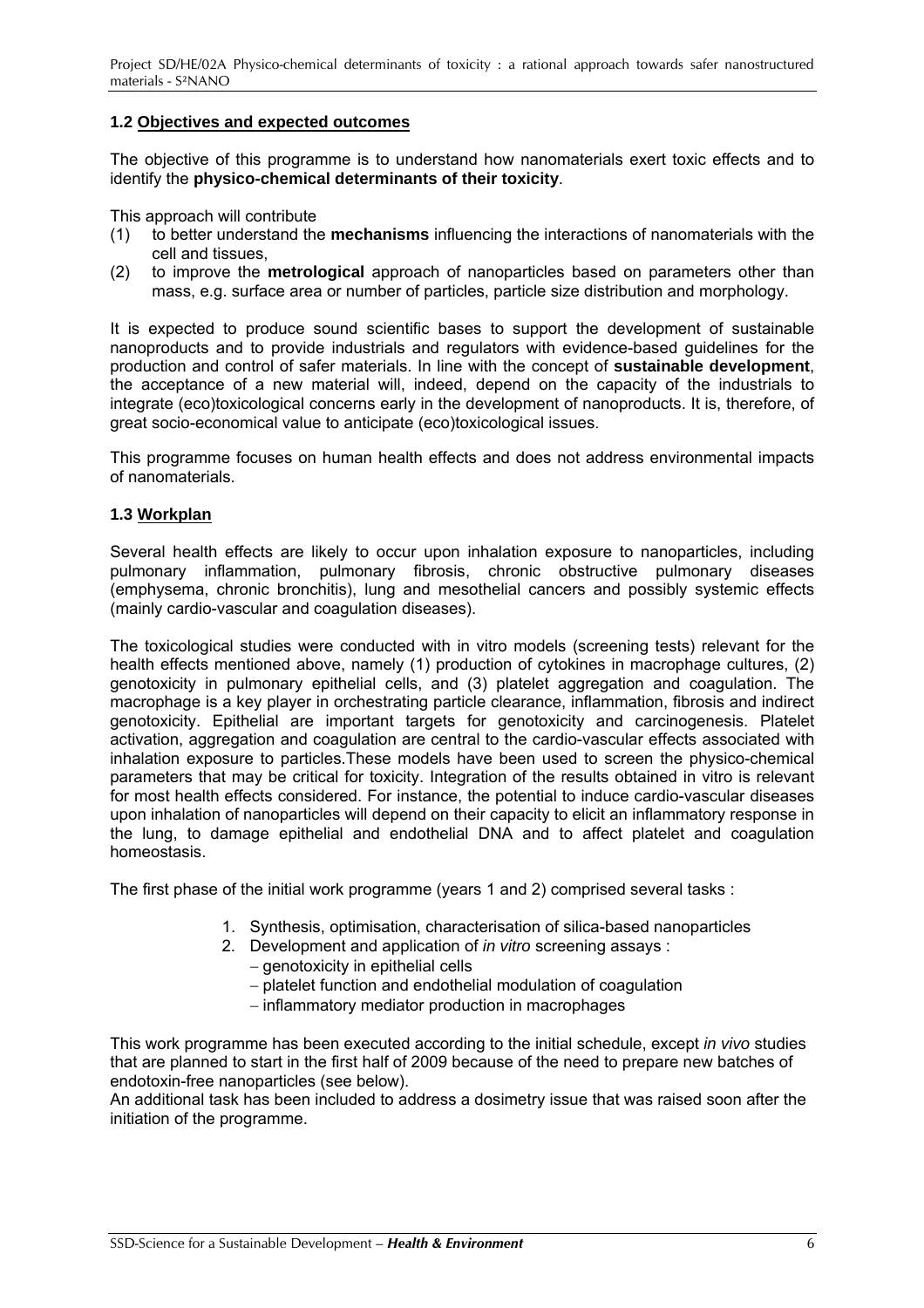## 1.2 Objectives and expected outcomes

The objective of this programme is to understand how nanomaterials exert toxic effects and to identify the **physico-chemical determinants of their toxicity**.

This approach will contribute

(1) to better understand the **mechanisms** influencing the interactions of nanomaterials with the cell and tissues,

(2) to improve the **metrological** approach of nanoparticles based on parameters other than mass, e.g. surface area or number of particles, particle size distribution and morphology.

It is expected to produce sound scientific bases to support the development of sustainable nanoproducts and to provide industrials and regulators with evidence-based guidelines for the production and control of safer materials. In line with the concept of **sustainable development**, the acceptance of a new material will, indeed, depend on the capacity of the industrials to integrate (eco)toxicological concerns early in the development of nanoproducts. It is, therefore, of great socio-economical value to anticipate (eco)toxicological issues.

This programme focuses on human health effects and does not address environmental impacts of nanomaterials.

## 1.3 Workplan

Several health effects are likely to occur upon inhalation exposure to nanoparticles, including pulmonary inflammation, pulmonary fibrosis, chronic obstructive pulmonary diseases (emphysema, chronic bronchitis), lung and mesothelial cancers and possibly systemic effects (mainly cardio-vascular and coagulation diseases).

The toxicological studies were conducted with in vitro models (screening tests) relevant for the health effects mentioned above, namely (1) production of cytokines in macrophage cultures, (2) genotoxicity in pulmonary epithelial cells, and (3) platelet aggregation and coagulation. The macrophage is a key player in orchestrating particle clearance, inflammation, fibrosis and indirect genotoxicity. Epithelial are important targets for genotoxicity and carcinogenesis. Platelet activation, aggregation and coagulation are central to the cardio-vascular effects associated with inhalation exposure to particles.These models have been used to screen the physico-chemical parameters that may be critical for toxicity. Integration of the results obtained in vitro is relevant for most health effects considered. For instance, the potential to induce cardio-vascular diseases upon inhalation of nanoparticles will depend on their capacity to elicit an inflammatory response in the lung, to damage epithelial and endothelial DNA and to affect platelet and coagulation homeostasis.

The first phase of the initial work programme (years 1 and 2) comprised several tasks :

1. Synthesis, optimisation, characterisation of silica-based nanoparticles
2. Development and application of *in vitro* screening assays :
   - genotoxicity in epithelial cells
   - platelet function and endothelial modulation of coagulation
   - inflammatory mediator production in macrophages

This work programme has been executed according to the initial schedule, except *in vivo* studies that are planned to start in the first half of 2009 because of the need to prepare new batches of endotoxin-free nanoparticles (see below).

An additional task has been included to address a dosimetry issue that was raised soon after the initiation of the programme.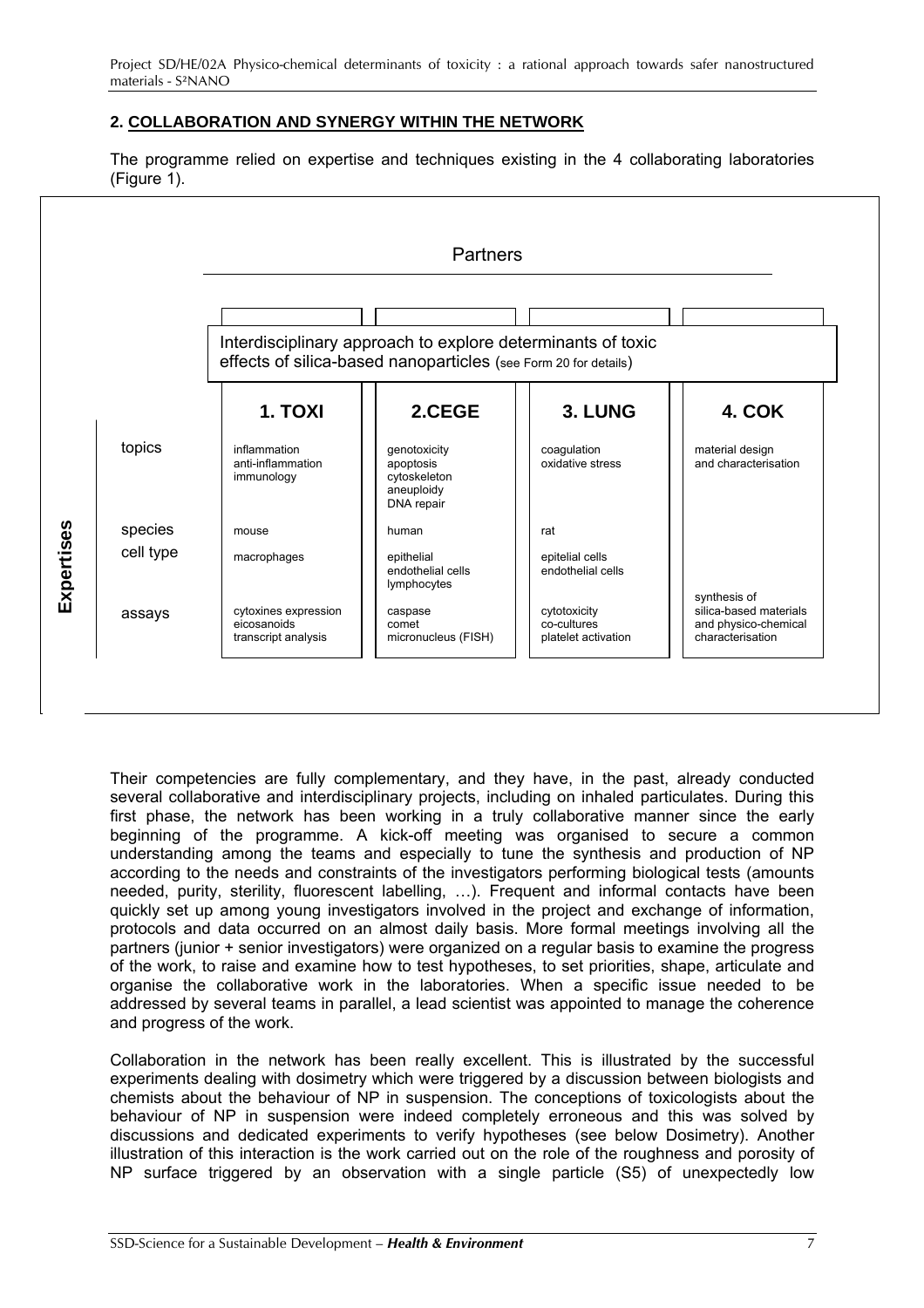## 2. COLLABORATION AND SYNERGY WITHIN THE NETWORK

The programme relied on expertise and techniques existing in the 4 collaborating laboratories (Figure 1).

**Partners**

Interdisciplinary approach to explore determinants of toxic effects of silica-based nanoparticles (see Form 20 for details)

| Expertises | 1. TOXI | 2.CEGE | 3. LUNG | 4. COK |
|---|---|---|---|---|
| topics | inflammation<br>anti-inflammation<br>immunology | genotoxicity<br>apoptosis<br>cytoskeleton<br>aneuploidy<br>DNA repair | coagulation<br>oxidative stress | material design and characterisation |
| species | mouse | human | rat | |
| cell type | macrophages | epithelial<br>endothelial cells<br>lymphocytes | epitelial cells<br>endothelial cells | |
| assays | cytoxines expression<br>eicosanoids<br>transcript analysis | caspase<br>comet<br>micronucleus (FISH) | cytotoxicity<br>co-cultures<br>platelet activation | synthesis of silica-based materials and physico-chemical characterisation |

Their competencies are fully complementary, and they have, in the past, already conducted several collaborative and interdisciplinary projects, including on inhaled particulates. During this first phase, the network has been working in a truly collaborative manner since the early beginning of the programme. A kick-off meeting was organised to secure a common understanding among the teams and especially to tune the synthesis and production of NP according to the needs and constraints of the investigators performing biological tests (amounts needed, purity, sterility, fluorescent labelling, …). Frequent and informal contacts have been quickly set up among young investigators involved in the project and exchange of information, protocols and data occurred on an almost daily basis. More formal meetings involving all the partners (junior + senior investigators) were organized on a regular basis to examine the progress of the work, to raise and examine how to test hypotheses, to set priorities, shape, articulate and organise the collaborative work in the laboratories. When a specific issue needed to be addressed by several teams in parallel, a lead scientist was appointed to manage the coherence and progress of the work.

Collaboration in the network has been really excellent. This is illustrated by the successful experiments dealing with dosimetry which were triggered by a discussion between biologists and chemists about the behaviour of NP in suspension. The conceptions of toxicologists about the behaviour of NP in suspension were indeed completely erroneous and this was solved by discussions and dedicated experiments to verify hypotheses (see below Dosimetry). Another illustration of this interaction is the work carried out on the role of the roughness and porosity of NP surface triggered by an observation with a single particle (S5) of unexpectedly low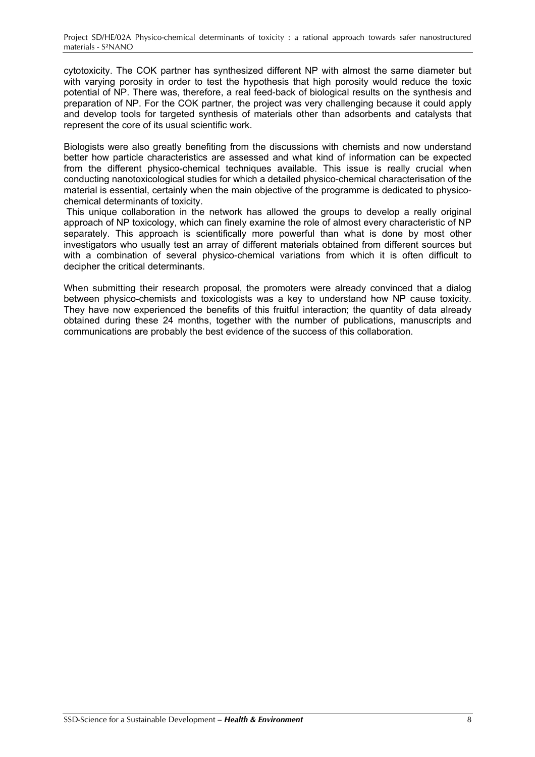cytotoxicity. The COK partner has synthesized different NP with almost the same diameter but with varying porosity in order to test the hypothesis that high porosity would reduce the toxic potential of NP. There was, therefore, a real feed-back of biological results on the synthesis and preparation of NP. For the COK partner, the project was very challenging because it could apply and develop tools for targeted synthesis of materials other than adsorbents and catalysts that represent the core of its usual scientific work.

Biologists were also greatly benefiting from the discussions with chemists and now understand better how particle characteristics are assessed and what kind of information can be expected from the different physico-chemical techniques available. This issue is really crucial when conducting nanotoxicological studies for which a detailed physico-chemical characterisation of the material is essential, certainly when the main objective of the programme is dedicated to physico-chemical determinants of toxicity.

This unique collaboration in the network has allowed the groups to develop a really original approach of NP toxicology, which can finely examine the role of almost every characteristic of NP separately. This approach is scientifically more powerful than what is done by most other investigators who usually test an array of different materials obtained from different sources but with a combination of several physico-chemical variations from which it is often difficult to decipher the critical determinants.

When submitting their research proposal, the promoters were already convinced that a dialog between physico-chemists and toxicologists was a key to understand how NP cause toxicity. They have now experienced the benefits of this fruitful interaction; the quantity of data already obtained during these 24 months, together with the number of publications, manuscripts and communications are probably the best evidence of the success of this collaboration.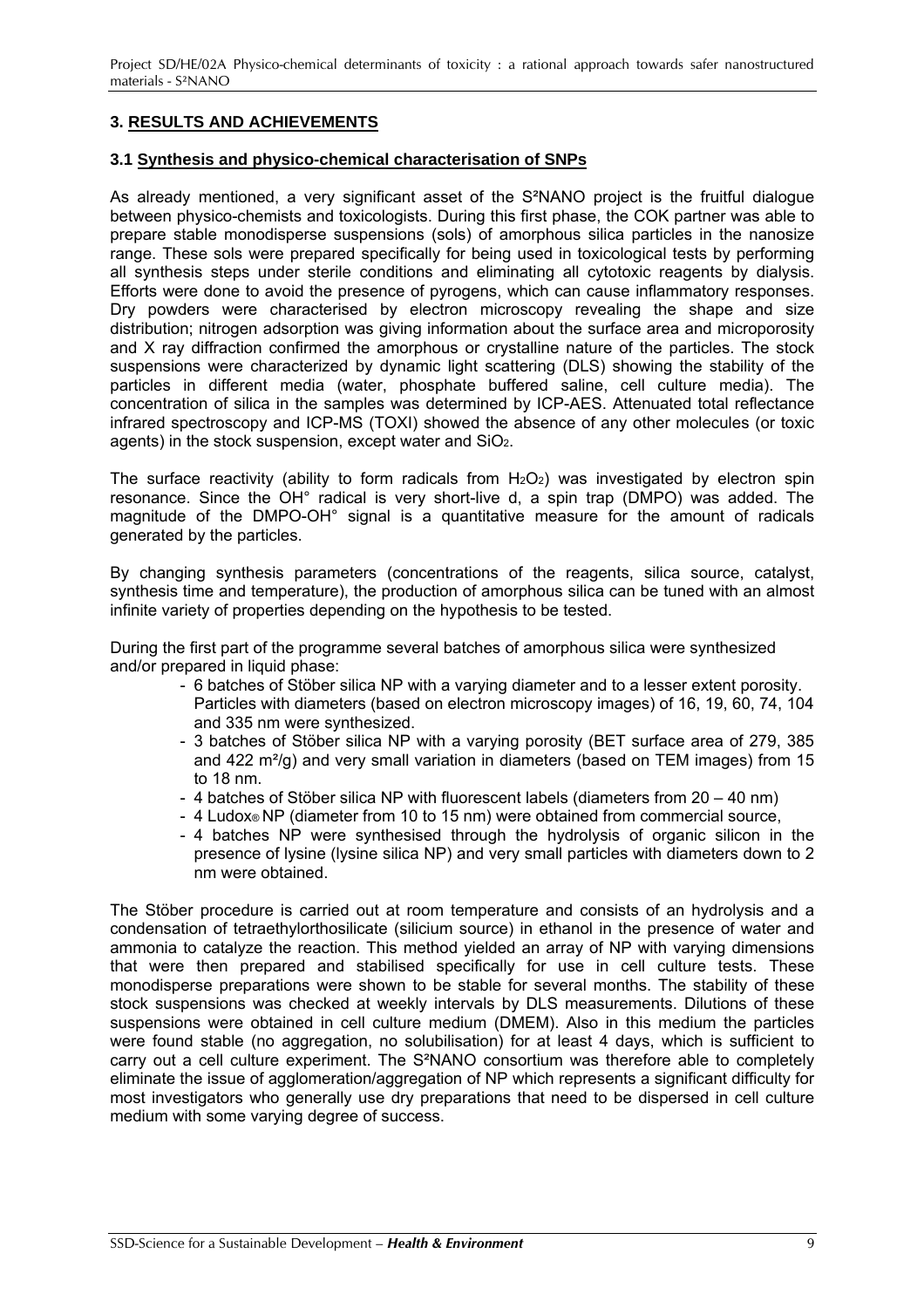## 3. RESULTS AND ACHIEVEMENTS

### 3.1 Synthesis and physico-chemical characterisation of SNPs

As already mentioned, a very significant asset of the S²NANO project is the fruitful dialogue between physico-chemists and toxicologists. During this first phase, the COK partner was able to prepare stable monodisperse suspensions (sols) of amorphous silica particles in the nanosize range. These sols were prepared specifically for being used in toxicological tests by performing all synthesis steps under sterile conditions and eliminating all cytotoxic reagents by dialysis. Efforts were done to avoid the presence of pyrogens, which can cause inflammatory responses. Dry powders were characterised by electron microscopy revealing the shape and size distribution; nitrogen adsorption was giving information about the surface area and microporosity and X ray diffraction confirmed the amorphous or crystalline nature of the particles. The stock suspensions were characterized by dynamic light scattering (DLS) showing the stability of the particles in different media (water, phosphate buffered saline, cell culture media). The concentration of silica in the samples was determined by ICP-AES. Attenuated total reflectance infrared spectroscopy and ICP-MS (TOXI) showed the absence of any other molecules (or toxic agents) in the stock suspension, except water and $SiO_2$.

The surface reactivity (ability to form radicals from $H_2O_2$) was investigated by electron spin resonance. Since the OH° radical is very short-live d, a spin trap (DMPO) was added. The magnitude of the DMPO-OH° signal is a quantitative measure for the amount of radicals generated by the particles.

By changing synthesis parameters (concentrations of the reagents, silica source, catalyst, synthesis time and temperature), the production of amorphous silica can be tuned with an almost infinite variety of properties depending on the hypothesis to be tested.

During the first part of the programme several batches of amorphous silica were synthesized and/or prepared in liquid phase:

- 6 batches of Stöber silica NP with a varying diameter and to a lesser extent porosity. Particles with diameters (based on electron microscopy images) of 16, 19, 60, 74, 104 and 335 nm were synthesized.
- 3 batches of Stöber silica NP with a varying porosity (BET surface area of 279, 385 and 422 m²/g) and very small variation in diameters (based on TEM images) from 15 to 18 nm.
- 4 batches of Stöber silica NP with fluorescent labels (diameters from 20 – 40 nm)
- 4 Ludox® NP (diameter from 10 to 15 nm) were obtained from commercial source,
- 4 batches NP were synthesised through the hydrolysis of organic silicon in the presence of lysine (lysine silica NP) and very small particles with diameters down to 2 nm were obtained.

The Stöber procedure is carried out at room temperature and consists of an hydrolysis and a condensation of tetraethylorthosilicate (silicium source) in ethanol in the presence of water and ammonia to catalyze the reaction. This method yielded an array of NP with varying dimensions that were then prepared and stabilised specifically for use in cell culture tests. These monodisperse preparations were shown to be stable for several months. The stability of these stock suspensions was checked at weekly intervals by DLS measurements. Dilutions of these suspensions were obtained in cell culture medium (DMEM). Also in this medium the particles were found stable (no aggregation, no solubilisation) for at least 4 days, which is sufficient to carry out a cell culture experiment. The S²NANO consortium was therefore able to completely eliminate the issue of agglomeration/aggregation of NP which represents a significant difficulty for most investigators who generally use dry preparations that need to be dispersed in cell culture medium with some varying degree of success.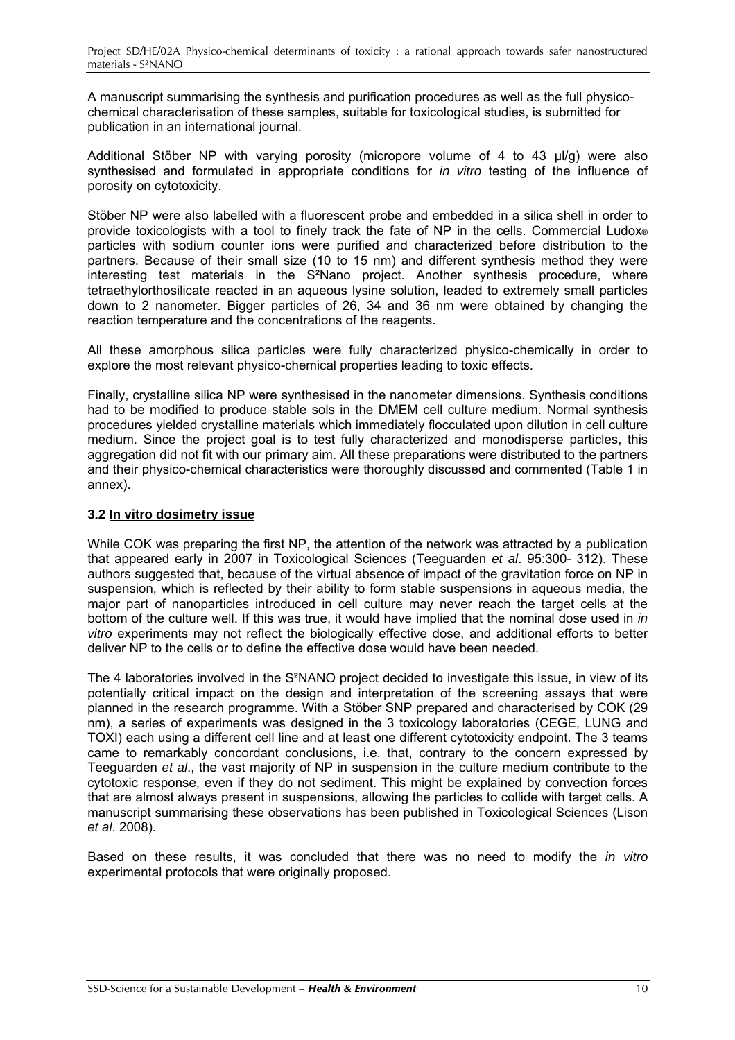A manuscript summarising the synthesis and purification procedures as well as the full physico-chemical characterisation of these samples, suitable for toxicological studies, is submitted for publication in an international journal.

Additional Stöber NP with varying porosity (micropore volume of 4 to 43 µl/g) were also synthesised and formulated in appropriate conditions for *in vitro* testing of the influence of porosity on cytotoxicity.

Stöber NP were also labelled with a fluorescent probe and embedded in a silica shell in order to provide toxicologists with a tool to finely track the fate of NP in the cells. Commercial Ludox® particles with sodium counter ions were purified and characterized before distribution to the partners. Because of their small size (10 to 15 nm) and different synthesis method they were interesting test materials in the S²Nano project. Another synthesis procedure, where tetraethylorthosilicate reacted in an aqueous lysine solution, leaded to extremely small particles down to 2 nanometer. Bigger particles of 26, 34 and 36 nm were obtained by changing the reaction temperature and the concentrations of the reagents.

All these amorphous silica particles were fully characterized physico-chemically in order to explore the most relevant physico-chemical properties leading to toxic effects.

Finally, crystalline silica NP were synthesised in the nanometer dimensions. Synthesis conditions had to be modified to produce stable sols in the DMEM cell culture medium. Normal synthesis procedures yielded crystalline materials which immediately flocculated upon dilution in cell culture medium. Since the project goal is to test fully characterized and monodisperse particles, this aggregation did not fit with our primary aim. All these preparations were distributed to the partners and their physico-chemical characteristics were thoroughly discussed and commented (Table 1 in annex).

### 3.2 In vitro dosimetry issue

While COK was preparing the first NP, the attention of the network was attracted by a publication that appeared early in 2007 in Toxicological Sciences (Teeguarden *et al*. 95:300- 312). These authors suggested that, because of the virtual absence of impact of the gravitation force on NP in suspension, which is reflected by their ability to form stable suspensions in aqueous media, the major part of nanoparticles introduced in cell culture may never reach the target cells at the bottom of the culture well. If this was true, it would have implied that the nominal dose used in *in vitro* experiments may not reflect the biologically effective dose, and additional efforts to better deliver NP to the cells or to define the effective dose would have been needed.

The 4 laboratories involved in the S²NANO project decided to investigate this issue, in view of its potentially critical impact on the design and interpretation of the screening assays that were planned in the research programme. With a Stöber SNP prepared and characterised by COK (29 nm), a series of experiments was designed in the 3 toxicology laboratories (CEGE, LUNG and TOXI) each using a different cell line and at least one different cytotoxicity endpoint. The 3 teams came to remarkably concordant conclusions, i.e. that, contrary to the concern expressed by Teeguarden *et al*., the vast majority of NP in suspension in the culture medium contribute to the cytotoxic response, even if they do not sediment. This might be explained by convection forces that are almost always present in suspensions, allowing the particles to collide with target cells. A manuscript summarising these observations has been published in Toxicological Sciences (Lison *et al*. 2008).

Based on these results, it was concluded that there was no need to modify the *in vitro* experimental protocols that were originally proposed.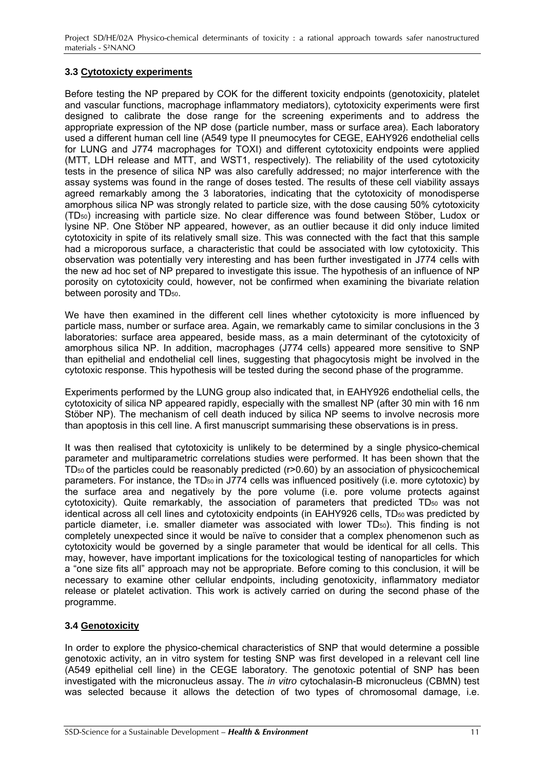### 3.3 Cytotoxicty experiments

Before testing the NP prepared by COK for the different toxicity endpoints (genotoxicity, platelet and vascular functions, macrophage inflammatory mediators), cytotoxicity experiments were first designed to calibrate the dose range for the screening experiments and to address the appropriate expression of the NP dose (particle number, mass or surface area). Each laboratory used a different human cell line (A549 type II pneumocytes for CEGE, EAHY926 endothelial cells for LUNG and J774 macrophages for TOXI) and different cytotoxicity endpoints were applied (MTT, LDH release and MTT, and WST1, respectively). The reliability of the used cytotoxicity tests in the presence of silica NP was also carefully addressed; no major interference with the assay systems was found in the range of doses tested. The results of these cell viability assays agreed remarkably among the 3 laboratories, indicating that the cytotoxicity of monodisperse amorphous silica NP was strongly related to particle size, with the dose causing 50% cytotoxicity ($TD_{50}$) increasing with particle size. No clear difference was found between Stöber, Ludox or lysine NP. One Stöber NP appeared, however, as an outlier because it did only induce limited cytotoxicity in spite of its relatively small size. This was connected with the fact that this sample had a microporous surface, a characteristic that could be associated with low cytotoxicity. This observation was potentially very interesting and has been further investigated in J774 cells with the new ad hoc set of NP prepared to investigate this issue. The hypothesis of an influence of NP porosity on cytotoxicity could, however, not be confirmed when examining the bivariate relation between porosity and $TD_{50}$.

We have then examined in the different cell lines whether cytotoxicity is more influenced by particle mass, number or surface area. Again, we remarkably came to similar conclusions in the 3 laboratories: surface area appeared, beside mass, as a main determinant of the cytotoxicity of amorphous silica NP. In addition, macrophages (J774 cells) appeared more sensitive to SNP than epithelial and endothelial cell lines, suggesting that phagocytosis might be involved in the cytotoxic response. This hypothesis will be tested during the second phase of the programme.

Experiments performed by the LUNG group also indicated that, in EAHY926 endothelial cells, the cytotoxicity of silica NP appeared rapidly, especially with the smallest NP (after 30 min with 16 nm Stöber NP). The mechanism of cell death induced by silica NP seems to involve necrosis more than apoptosis in this cell line. A first manuscript summarising these observations is in press.

It was then realised that cytotoxicity is unlikely to be determined by a single physico-chemical parameter and multiparametric correlations studies were performed. It has been shown that the $TD_{50}$ of the particles could be reasonably predicted ($r>0.60$) by an association of physicochemical parameters. For instance, the $TD_{50}$ in J774 cells was influenced positively (i.e. more cytotoxic) by the surface area and negatively by the pore volume (i.e. pore volume protects against cytotoxicity). Quite remarkably, the association of parameters that predicted $TD_{50}$ was not identical across all cell lines and cytotoxicity endpoints (in EAHY926 cells, $TD_{50}$ was predicted by particle diameter, i.e. smaller diameter was associated with lower $TD_{50}$). This finding is not completely unexpected since it would be naïve to consider that a complex phenomenon such as cytotoxicity would be governed by a single parameter that would be identical for all cells. This may, however, have important implications for the toxicological testing of nanoparticles for which a "one size fits all" approach may not be appropriate. Before coming to this conclusion, it will be necessary to examine other cellular endpoints, including genotoxicity, inflammatory mediator release or platelet activation. This work is actively carried on during the second phase of the programme.

### 3.4 Genotoxicity

In order to explore the physico-chemical characteristics of SNP that would determine a possible genotoxic activity, an in vitro system for testing SNP was first developed in a relevant cell line (A549 epithelial cell line) in the CEGE laboratory. The genotoxic potential of SNP has been investigated with the micronucleus assay. The *in vitro* cytochalasin-B micronucleus (CBMN) test was selected because it allows the detection of two types of chromosomal damage, i.e.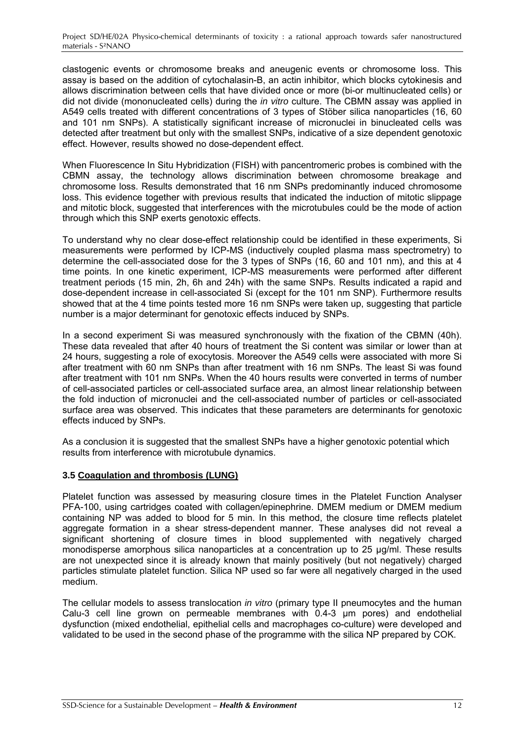clastogenic events or chromosome breaks and aneugenic events or chromosome loss. This assay is based on the addition of cytochalasin-B, an actin inhibitor, which blocks cytokinesis and allows discrimination between cells that have divided once or more (bi-or multinucleated cells) or did not divide (mononucleated cells) during the *in vitro* culture. The CBMN assay was applied in A549 cells treated with different concentrations of 3 types of Stöber silica nanoparticles (16, 60 and 101 nm SNPs). A statistically significant increase of micronuclei in binucleated cells was detected after treatment but only with the smallest SNPs, indicative of a size dependent genotoxic effect. However, results showed no dose-dependent effect.

When Fluorescence In Situ Hybridization (FISH) with pancentromeric probes is combined with the CBMN assay, the technology allows discrimination between chromosome breakage and chromosome loss. Results demonstrated that 16 nm SNPs predominantly induced chromosome loss. This evidence together with previous results that indicated the induction of mitotic slippage and mitotic block, suggested that interferences with the microtubules could be the mode of action through which this SNP exerts genotoxic effects.

To understand why no clear dose-effect relationship could be identified in these experiments, Si measurements were performed by ICP-MS (inductively coupled plasma mass spectrometry) to determine the cell-associated dose for the 3 types of SNPs (16, 60 and 101 nm), and this at 4 time points. In one kinetic experiment, ICP-MS measurements were performed after different treatment periods (15 min, 2h, 6h and 24h) with the same SNPs. Results indicated a rapid and dose-dependent increase in cell-associated Si (except for the 101 nm SNP). Furthermore results showed that at the 4 time points tested more 16 nm SNPs were taken up, suggesting that particle number is a major determinant for genotoxic effects induced by SNPs.

In a second experiment Si was measured synchronously with the fixation of the CBMN (40h). These data revealed that after 40 hours of treatment the Si content was similar or lower than at 24 hours, suggesting a role of exocytosis. Moreover the A549 cells were associated with more Si after treatment with 60 nm SNPs than after treatment with 16 nm SNPs. The least Si was found after treatment with 101 nm SNPs. When the 40 hours results were converted in terms of number of cell-associated particles or cell-associated surface area, an almost linear relationship between the fold induction of micronuclei and the cell-associated number of particles or cell-associated surface area was observed. This indicates that these parameters are determinants for genotoxic effects induced by SNPs.

As a conclusion it is suggested that the smallest SNPs have a higher genotoxic potential which results from interference with microtubule dynamics.

### 3.5 Coagulation and thrombosis (LUNG)

Platelet function was assessed by measuring closure times in the Platelet Function Analyser PFA-100, using cartridges coated with collagen/epinephrine. DMEM medium or DMEM medium containing NP was added to blood for 5 min. In this method, the closure time reflects platelet aggregate formation in a shear stress-dependent manner. These analyses did not reveal a significant shortening of closure times in blood supplemented with negatively charged monodisperse amorphous silica nanoparticles at a concentration up to 25 µg/ml. These results are not unexpected since it is already known that mainly positively (but not negatively) charged particles stimulate platelet function. Silica NP used so far were all negatively charged in the used medium.

The cellular models to assess translocation *in vitro* (primary type II pneumocytes and the human Calu-3 cell line grown on permeable membranes with 0.4-3 µm pores) and endothelial dysfunction (mixed endothelial, epithelial cells and macrophages co-culture) were developed and validated to be used in the second phase of the programme with the silica NP prepared by COK.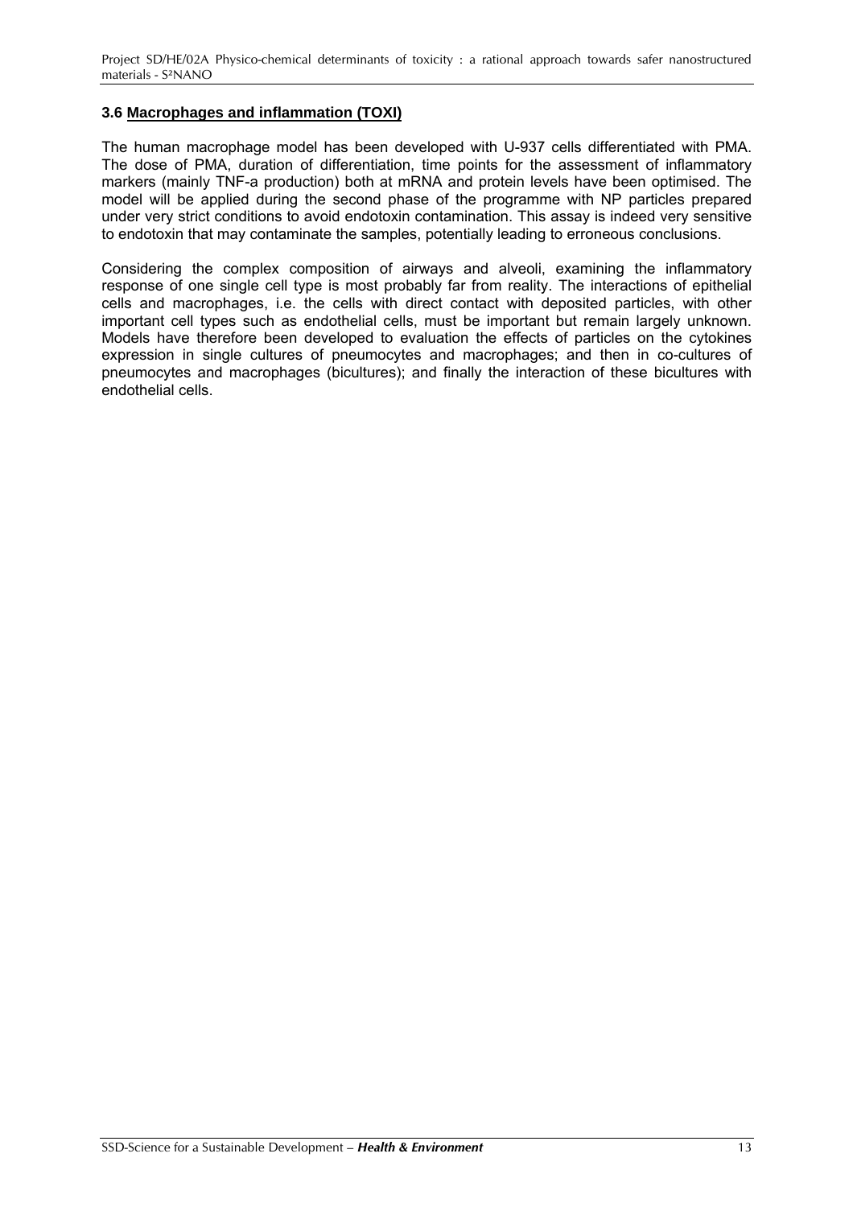### 3.6 Macrophages and inflammation (TOXI)

The human macrophage model has been developed with U-937 cells differentiated with PMA. The dose of PMA, duration of differentiation, time points for the assessment of inflammatory markers (mainly TNF-a production) both at mRNA and protein levels have been optimised. The model will be applied during the second phase of the programme with NP particles prepared under very strict conditions to avoid endotoxin contamination. This assay is indeed very sensitive to endotoxin that may contaminate the samples, potentially leading to erroneous conclusions.

Considering the complex composition of airways and alveoli, examining the inflammatory response of one single cell type is most probably far from reality. The interactions of epithelial cells and macrophages, i.e. the cells with direct contact with deposited particles, with other important cell types such as endothelial cells, must be important but remain largely unknown. Models have therefore been developed to evaluation the effects of particles on the cytokines expression in single cultures of pneumocytes and macrophages; and then in co-cultures of pneumocytes and macrophages (bicultures); and finally the interaction of these bicultures with endothelial cells.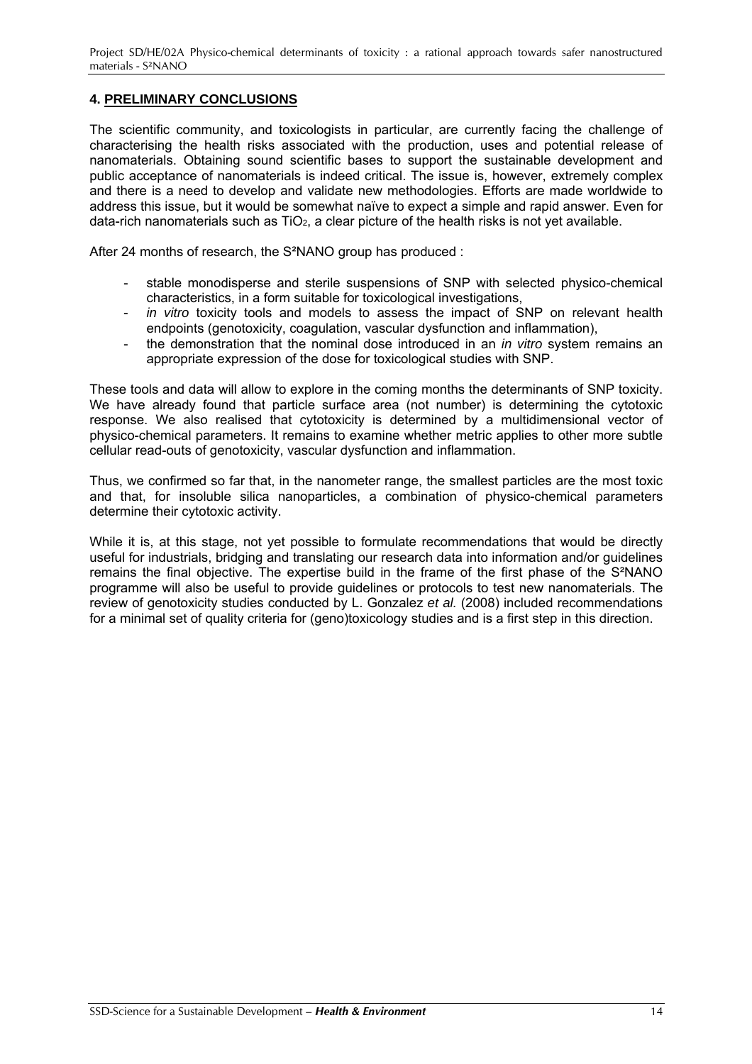## 4. PRELIMINARY CONCLUSIONS

The scientific community, and toxicologists in particular, are currently facing the challenge of characterising the health risks associated with the production, uses and potential release of nanomaterials. Obtaining sound scientific bases to support the sustainable development and public acceptance of nanomaterials is indeed critical. The issue is, however, extremely complex and there is a need to develop and validate new methodologies. Efforts are made worldwide to address this issue, but it would be somewhat naïve to expect a simple and rapid answer. Even for data-rich nanomaterials such as $TiO_2$, a clear picture of the health risks is not yet available.

After 24 months of research, the S²NANO group has produced :

- stable monodisperse and sterile suspensions of SNP with selected physico-chemical characteristics, in a form suitable for toxicological investigations,
- *in vitro* toxicity tools and models to assess the impact of SNP on relevant health endpoints (genotoxicity, coagulation, vascular dysfunction and inflammation),
- the demonstration that the nominal dose introduced in an *in vitro* system remains an appropriate expression of the dose for toxicological studies with SNP.

These tools and data will allow to explore in the coming months the determinants of SNP toxicity. We have already found that particle surface area (not number) is determining the cytotoxic response. We also realised that cytotoxicity is determined by a multidimensional vector of physico-chemical parameters. It remains to examine whether metric applies to other more subtle cellular read-outs of genotoxicity, vascular dysfunction and inflammation.

Thus, we confirmed so far that, in the nanometer range, the smallest particles are the most toxic and that, for insoluble silica nanoparticles, a combination of physico-chemical parameters determine their cytotoxic activity.

While it is, at this stage, not yet possible to formulate recommendations that would be directly useful for industrials, bridging and translating our research data into information and/or guidelines remains the final objective. The expertise build in the frame of the first phase of the S²NANO programme will also be useful to provide guidelines or protocols to test new nanomaterials. The review of genotoxicity studies conducted by L. Gonzalez *et al.* (2008) included recommendations for a minimal set of quality criteria for (geno)toxicology studies and is a first step in this direction.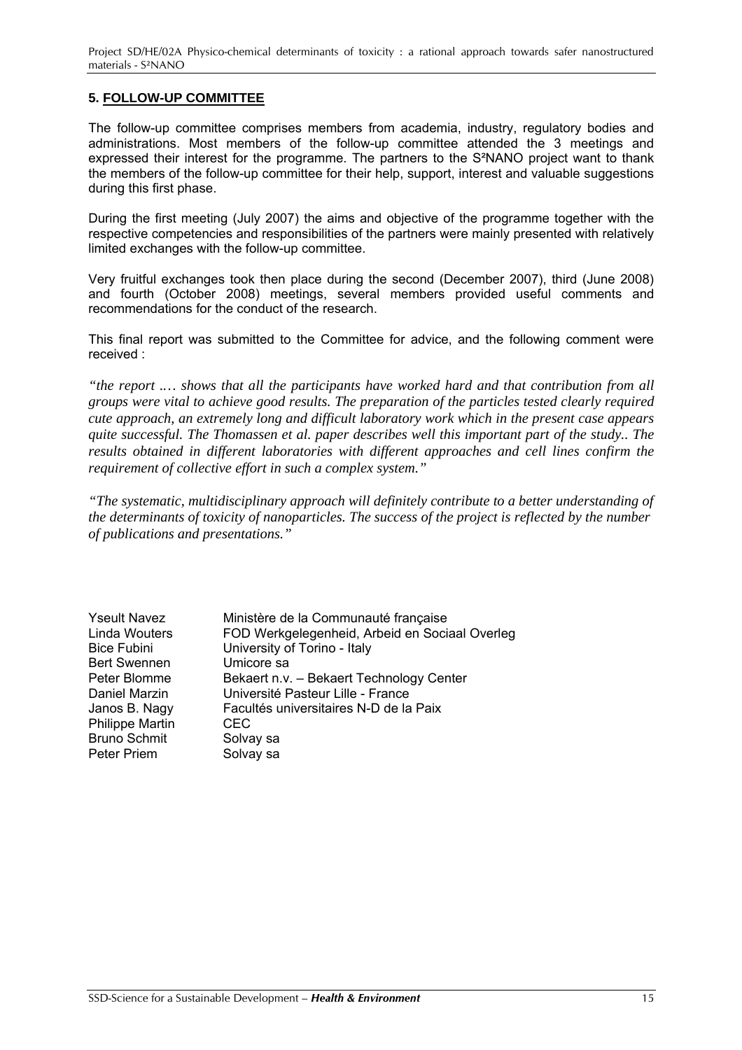## 5. FOLLOW-UP COMMITTEE

The follow-up committee comprises members from academia, industry, regulatory bodies and administrations. Most members of the follow-up committee attended the 3 meetings and expressed their interest for the programme. The partners to the S²NANO project want to thank the members of the follow-up committee for their help, support, interest and valuable suggestions during this first phase.

During the first meeting (July 2007) the aims and objective of the programme together with the respective competencies and responsibilities of the partners were mainly presented with relatively limited exchanges with the follow-up committee.

Very fruitful exchanges took then place during the second (December 2007), third (June 2008) and fourth (October 2008) meetings, several members provided useful comments and recommendations for the conduct of the research.

This final report was submitted to the Committee for advice, and the following comment were received :

*"the report .… shows that all the participants have worked hard and that contribution from all groups were vital to achieve good results. The preparation of the particles tested clearly required cute approach, an extremely long and difficult laboratory work which in the present case appears quite successful. The Thomassen et al. paper describes well this important part of the study.. The results obtained in different laboratories with different approaches and cell lines confirm the requirement of collective effort in such a complex system."*

*"The systematic, multidisciplinary approach will definitely contribute to a better understanding of the determinants of toxicity of nanoparticles. The success of the project is reflected by the number of publications and presentations."*

| | |
|---|---|
| Yseult Navez | Ministère de la Communauté française |
| Linda Wouters | FOD Werkgelegenheid, Arbeid en Sociaal Overleg |
| Bice Fubini | University of Torino - Italy |
| Bert Swennen | Umicore sa |
| Peter Blomme | Bekaert n.v. – Bekaert Technology Center |
| Daniel Marzin | Université Pasteur Lille - France |
| Janos B. Nagy | Facultés universitaires N-D de la Paix |
| Philippe Martin | CEC |
| Bruno Schmit | Solvay sa |
| Peter Priem | Solvay sa |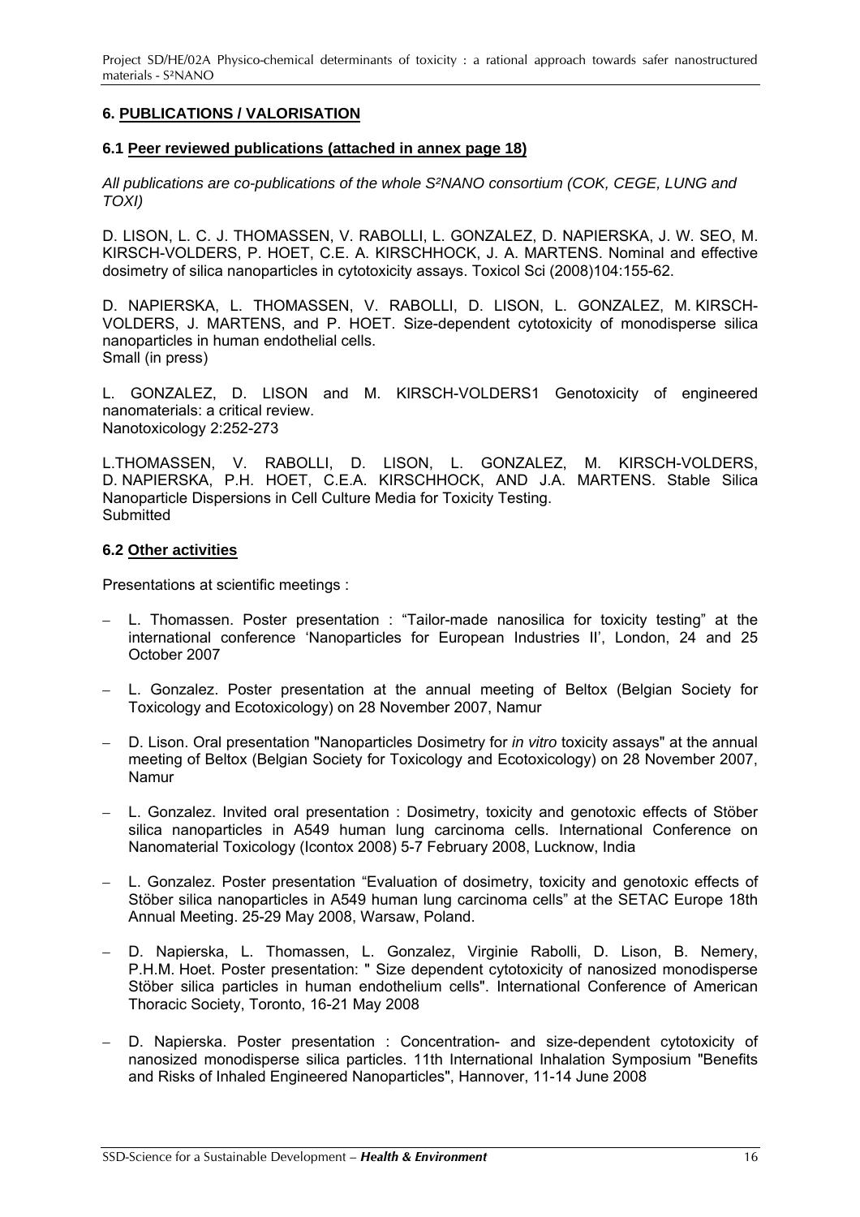## 6. PUBLICATIONS / VALORISATION

### 6.1 Peer reviewed publications (attached in annex page 18)

*All publications are co-publications of the whole S²NANO consortium (COK, CEGE, LUNG and TOXI)*

D. LISON, L. C. J. THOMASSEN, V. RABOLLI, L. GONZALEZ, D. NAPIERSKA, J. W. SEO, M. KIRSCH-VOLDERS, P. HOET, C.E. A. KIRSCHHOCK, J. A. MARTENS. Nominal and effective dosimetry of silica nanoparticles in cytotoxicity assays. Toxicol Sci (2008)104:155-62.

D. NAPIERSKA, L. THOMASSEN, V. RABOLLI, D. LISON, L. GONZALEZ, M. KIRSCH-VOLDERS, J. MARTENS, and P. HOET. Size-dependent cytotoxicity of monodisperse silica nanoparticles in human endothelial cells.
Small (in press)

L. GONZALEZ, D. LISON and M. KIRSCH-VOLDERS1 Genotoxicity of engineered nanomaterials: a critical review.
Nanotoxicology 2:252-273

L.THOMASSEN, V. RABOLLI, D. LISON, L. GONZALEZ, M. KIRSCH-VOLDERS, D. NAPIERSKA, P.H. HOET, C.E.A. KIRSCHHOCK, AND J.A. MARTENS. Stable Silica Nanoparticle Dispersions in Cell Culture Media for Toxicity Testing.
Submitted

### 6.2 Other activities

Presentations at scientific meetings :

- L. Thomassen. Poster presentation : "Tailor-made nanosilica for toxicity testing" at the international conference 'Nanoparticles for European Industries II', London, 24 and 25 October 2007
- L. Gonzalez. Poster presentation at the annual meeting of Beltox (Belgian Society for Toxicology and Ecotoxicology) on 28 November 2007, Namur
- D. Lison. Oral presentation "Nanoparticles Dosimetry for *in vitro* toxicity assays" at the annual meeting of Beltox (Belgian Society for Toxicology and Ecotoxicology) on 28 November 2007, Namur
- L. Gonzalez. Invited oral presentation : Dosimetry, toxicity and genotoxic effects of Stöber silica nanoparticles in A549 human lung carcinoma cells. International Conference on Nanomaterial Toxicology (Icontox 2008) 5-7 February 2008, Lucknow, India
- L. Gonzalez. Poster presentation "Evaluation of dosimetry, toxicity and genotoxic effects of Stöber silica nanoparticles in A549 human lung carcinoma cells" at the SETAC Europe 18th Annual Meeting. 25-29 May 2008, Warsaw, Poland.
- D. Napierska, L. Thomassen, L. Gonzalez, Virginie Rabolli, D. Lison, B. Nemery, P.H.M. Hoet. Poster presentation: " Size dependent cytotoxicity of nanosized monodisperse Stöber silica particles in human endothelium cells". International Conference of American Thoracic Society, Toronto, 16-21 May 2008
- D. Napierska. Poster presentation : Concentration- and size-dependent cytotoxicity of nanosized monodisperse silica particles. 11th International Inhalation Symposium "Benefits and Risks of Inhaled Engineered Nanoparticles", Hannover, 11-14 June 2008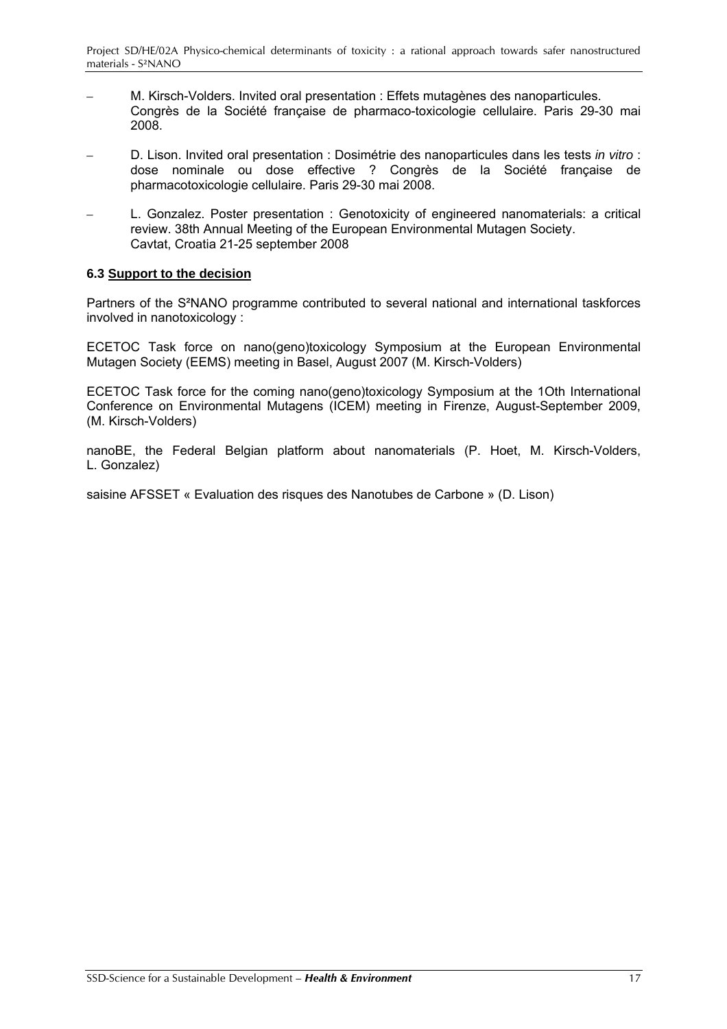- M. Kirsch-Volders. Invited oral presentation : Effets mutagènes des nanoparticules. Congrès de la Société française de pharmaco-toxicologie cellulaire. Paris 29-30 mai 2008.
- D. Lison. Invited oral presentation : Dosimétrie des nanoparticules dans les tests *in vitro* : dose nominale ou dose effective ? Congrès de la Société française de pharmacotoxicologie cellulaire. Paris 29-30 mai 2008.
- L. Gonzalez. Poster presentation : Genotoxicity of engineered nanomaterials: a critical review. 38th Annual Meeting of the European Environmental Mutagen Society. Cavtat, Croatia 21-25 september 2008

### 6.3 Support to the decision

Partners of the S²NANO programme contributed to several national and international taskforces involved in nanotoxicology :

ECETOC Task force on nano(geno)toxicology Symposium at the European Environmental Mutagen Society (EEMS) meeting in Basel, August 2007 (M. Kirsch-Volders)

ECETOC Task force for the coming nano(geno)toxicology Symposium at the 1Oth International Conference on Environmental Mutagens (ICEM) meeting in Firenze, August-September 2009, (M. Kirsch-Volders)

nanoBE, the Federal Belgian platform about nanomaterials (P. Hoet, M. Kirsch-Volders, L. Gonzalez)

saisine AFSSET « Evaluation des risques des Nanotubes de Carbone » (D. Lison)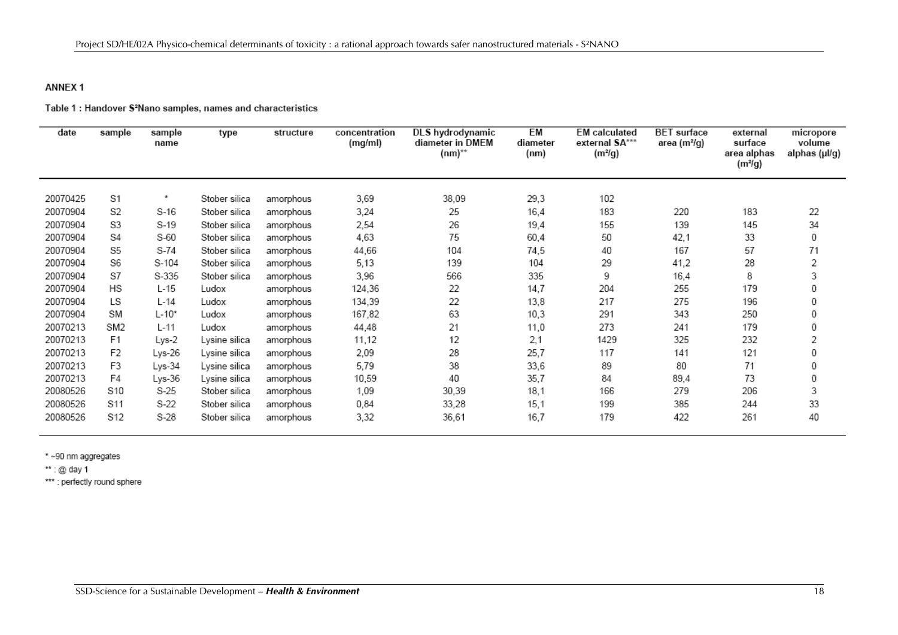**ANNEX 1**

**Table 1 : Handover S²Nano samples, names and characteristics**

| date | sample | sample name | type | structure | concentration (mg/ml) | DLS hydrodynamic diameter in DMEM (nm)** | EM diameter (nm) | EM calculated external SA*** (m²/g) | BET surface area (m²/g) | external surface area alphas (m²/g) | micropore volume alphas (µl/g) |
|---|---|---|---|---|---|---|---|---|---|---|---|
| 20070425 | S1 | * | Stober silica | amorphous | 3,69 | 38,09 | 29,3 | 102 | | | |
| 20070904 | S2 | S-16 | Stober silica | amorphous | 3,24 | 25 | 16,4 | 183 | 220 | 183 | 22 |
| 20070904 | S3 | S-19 | Stober silica | amorphous | 2,54 | 26 | 19,4 | 155 | 139 | 145 | 34 |
| 20070904 | S4 | S-60 | Stober silica | amorphous | 4,63 | 75 | 60,4 | 50 | 42,1 | 33 | 0 |
| 20070904 | S5 | S-74 | Stober silica | amorphous | 44,66 | 104 | 74,5 | 40 | 167 | 57 | 71 |
| 20070904 | S6 | S-104 | Stober silica | amorphous | 5,13 | 139 | 104 | 29 | 41,2 | 28 | 2 |
| 20070904 | S7 | S-335 | Stober silica | amorphous | 3,96 | 566 | 335 | 9 | 16,4 | 8 | 3 |
| 20070904 | HS | L-15 | Ludox | amorphous | 124,36 | 22 | 14,7 | 204 | 255 | 179 | 0 |
| 20070904 | LS | L-14 | Ludox | amorphous | 134,39 | 22 | 13,8 | 217 | 275 | 196 | 0 |
| 20070904 | SM | L-10* | Ludox | amorphous | 167,82 | 63 | 10,3 | 291 | 343 | 250 | 0 |
| 20070213 | SM2 | L-11 | Ludox | amorphous | 44,48 | 21 | 11,0 | 273 | 241 | 179 | 0 |
| 20070213 | F1 | Lys-2 | Lysine silica | amorphous | 11,12 | 12 | 2,1 | 1429 | 325 | 232 | 2 |
| 20070213 | F2 | Lys-26 | Lysine silica | amorphous | 2,09 | 28 | 25,7 | 117 | 141 | 121 | 0 |
| 20070213 | F3 | Lys-34 | Lysine silica | amorphous | 5,79 | 38 | 33,6 | 89 | 80 | 71 | 0 |
| 20070213 | F4 | Lys-36 | Lysine silica | amorphous | 10,59 | 40 | 35,7 | 84 | 89,4 | 73 | 0 |
| 20080526 | S10 | S-25 | Stober silica | amorphous | 1,09 | 30,39 | 18,1 | 166 | 279 | 206 | 3 |
| 20080526 | S11 | S-22 | Stober silica | amorphous | 0,84 | 33,28 | 15,1 | 199 | 385 | 244 | 33 |
| 20080526 | S12 | S-28 | Stober silica | amorphous | 3,32 | 36,61 | 16,7 | 179 | 422 | 261 | 40 |

\* ~90 nm aggregates

** : @ day 1

*** : perfectly round sphere